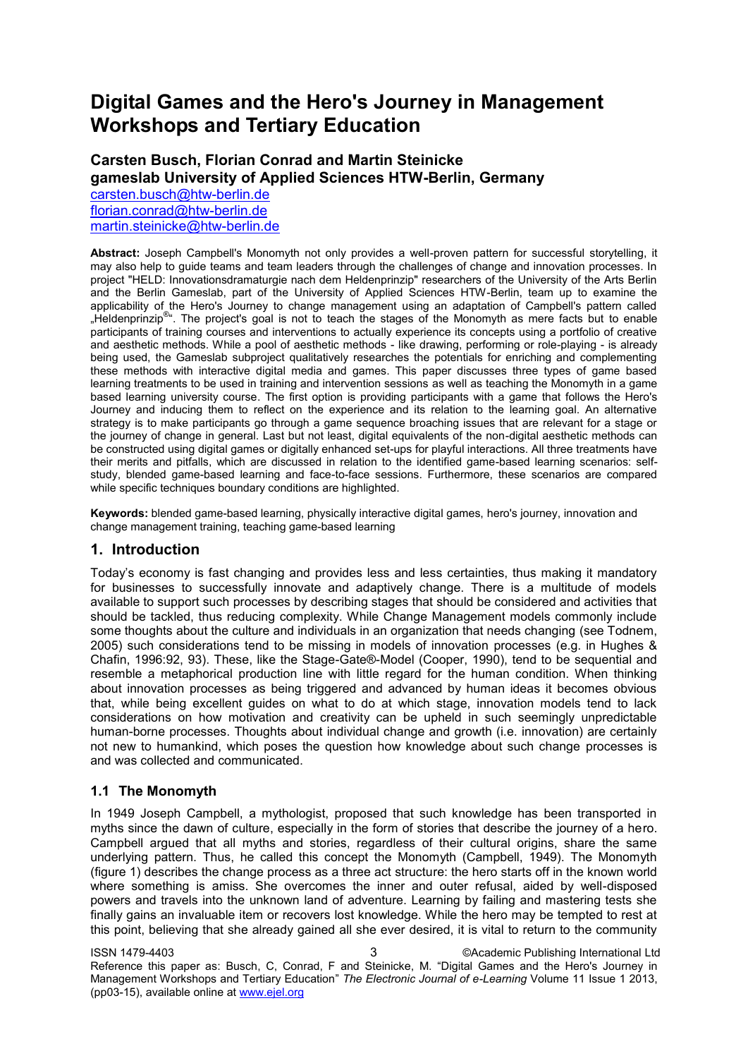# Digital Games and the Hero's Journey in Management Workshops and Tertiary Education

**Carsten Busch, Florian Conrad and Martin Steinicke**
**gameslab University of Applied Sciences HTW-Berlin, Germany**
carsten.busch@htw-berlin.de
florian.conrad@htw-berlin.de
martin.steinicke@htw-berlin.de

**Abstract:** Joseph Campbell's Monomyth not only provides a well-proven pattern for successful storytelling, it may also help to guide teams and team leaders through the challenges of change and innovation processes. In project "HELD: Innovationsdramaturgie nach dem Heldenprinzip" researchers of the University of the Arts Berlin and the Berlin Gameslab, part of the University of Applied Sciences HTW-Berlin, team up to examine the applicability of the Hero's Journey to change management using an adaptation of Campbell's pattern called „Heldenprinzip®". The project's goal is not to teach the stages of the Monomyth as mere facts but to enable participants of training courses and interventions to actually experience its concepts using a portfolio of creative and aesthetic methods. While a pool of aesthetic methods - like drawing, performing or role-playing - is already being used, the Gameslab subproject qualitatively researches the potentials for enriching and complementing these methods with interactive digital media and games. This paper discusses three types of game based learning treatments to be used in training and intervention sessions as well as teaching the Monomyth in a game based learning university course. The first option is providing participants with a game that follows the Hero's Journey and inducing them to reflect on the experience and its relation to the learning goal. An alternative strategy is to make participants go through a game sequence broaching issues that are relevant for a stage or the journey of change in general. Last but not least, digital equivalents of the non-digital aesthetic methods can be constructed using digital games or digitally enhanced set-ups for playful interactions. All three treatments have their merits and pitfalls, which are discussed in relation to the identified game-based learning scenarios: self-study, blended game-based learning and face-to-face sessions. Furthermore, these scenarios are compared while specific techniques boundary conditions are highlighted.

**Keywords:** blended game-based learning, physically interactive digital games, hero's journey, innovation and change management training, teaching game-based learning

## 1. Introduction

Today's economy is fast changing and provides less and less certainties, thus making it mandatory for businesses to successfully innovate and adaptively change. There is a multitude of models available to support such processes by describing stages that should be considered and activities that should be tackled, thus reducing complexity. While Change Management models commonly include some thoughts about the culture and individuals in an organization that needs changing (see Todnem, 2005) such considerations tend to be missing in models of innovation processes (e.g. in Hughes & Chafin, 1996:92, 93). These, like the Stage-Gate®-Model (Cooper, 1990), tend to be sequential and resemble a metaphorical production line with little regard for the human condition. When thinking about innovation processes as being triggered and advanced by human ideas it becomes obvious that, while being excellent guides on what to do at which stage, innovation models tend to lack considerations on how motivation and creativity can be upheld in such seemingly unpredictable human-borne processes. Thoughts about individual change and growth (i.e. innovation) are certainly not new to humankind, which poses the question how knowledge about such change processes is and was collected and communicated.

### 1.1 The Monomyth

In 1949 Joseph Campbell, a mythologist, proposed that such knowledge has been transported in myths since the dawn of culture, especially in the form of stories that describe the journey of a hero. Campbell argued that all myths and stories, regardless of their cultural origins, share the same underlying pattern. Thus, he called this concept the Monomyth (Campbell, 1949). The Monomyth (figure 1) describes the change process as a three act structure: the hero starts off in the known world where something is amiss. She overcomes the inner and outer refusal, aided by well-disposed powers and travels into the unknown land of adventure. Learning by failing and mastering tests she finally gains an invaluable item or recovers lost knowledge. While the hero may be tempted to rest at this point, believing that she already gained all she ever desired, it is vital to return to the community

Reference this paper as: Busch, C, Conrad, F and Steinicke, M. "Digital Games and the Hero's Journey in Management Workshops and Tertiary Education" *The Electronic Journal of e-Learning* Volume 11 Issue 1 2013, (pp03-15), available online at www.ejel.org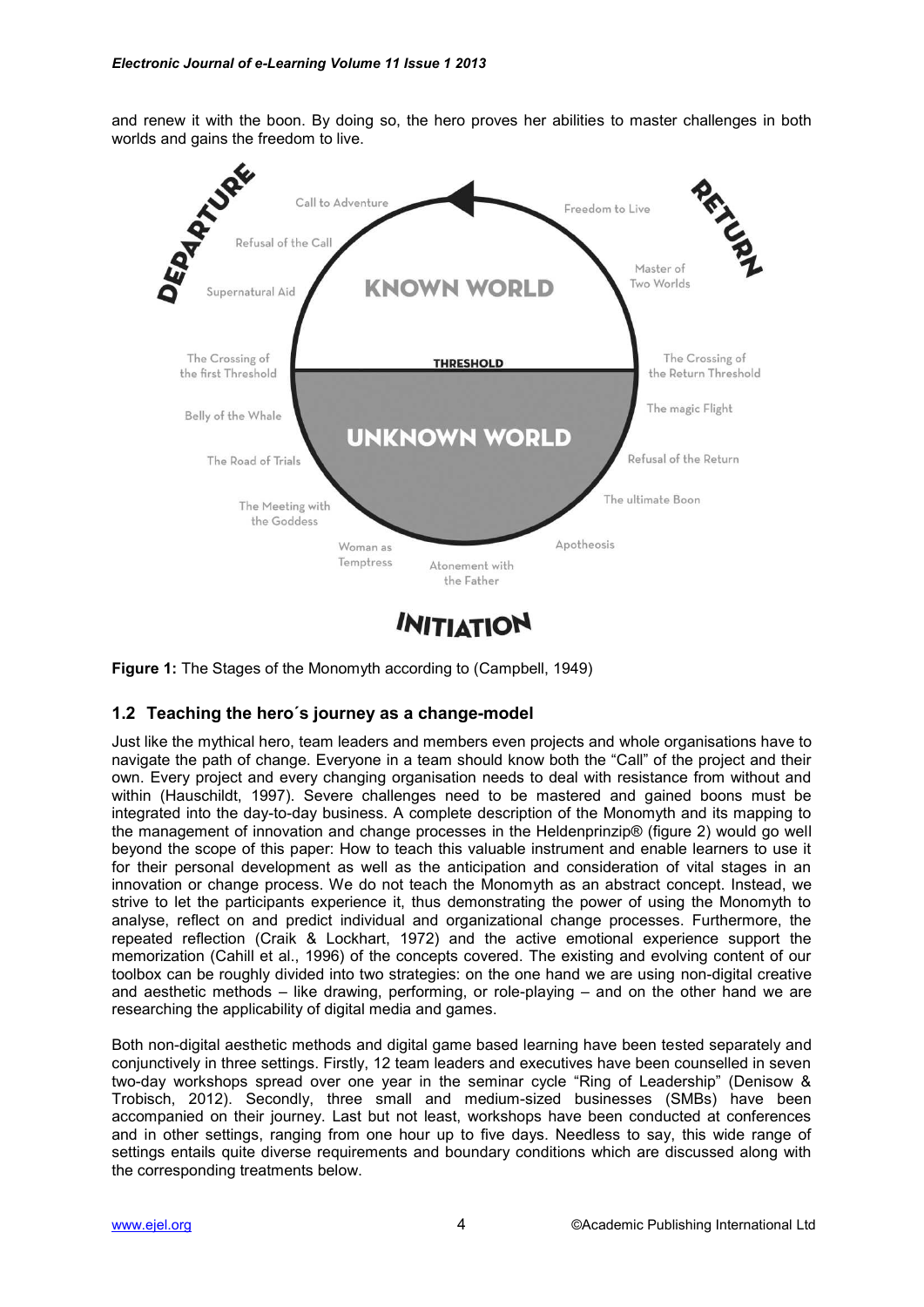and renew it with the boon. By doing so, the hero proves her abilities to master challenges in both worlds and gains the freedom to live.

**Figure 1:** The Stages of the Monomyth according to (Campbell, 1949)

## 1.2 Teaching the hero´s journey as a change-model

Just like the mythical hero, team leaders and members even projects and whole organisations have to navigate the path of change. Everyone in a team should know both the "Call" of the project and their own. Every project and every changing organisation needs to deal with resistance from without and within (Hauschildt, 1997). Severe challenges need to be mastered and gained boons must be integrated into the day-to-day business. A complete description of the Monomyth and its mapping to the management of innovation and change processes in the Heldenprinzip® (figure 2) would go well beyond the scope of this paper: How to teach this valuable instrument and enable learners to use it for their personal development as well as the anticipation and consideration of vital stages in an innovation or change process. We do not teach the Monomyth as an abstract concept. Instead, we strive to let the participants experience it, thus demonstrating the power of using the Monomyth to analyse, reflect on and predict individual and organizational change processes. Furthermore, the repeated reflection (Craik & Lockhart, 1972) and the active emotional experience support the memorization (Cahill et al., 1996) of the concepts covered. The existing and evolving content of our toolbox can be roughly divided into two strategies: on the one hand we are using non-digital creative and aesthetic methods – like drawing, performing, or role-playing – and on the other hand we are researching the applicability of digital media and games.

Both non-digital aesthetic methods and digital game based learning have been tested separately and conjunctively in three settings. Firstly, 12 team leaders and executives have been counselled in seven two-day workshops spread over one year in the seminar cycle "Ring of Leadership" (Denisow & Trobisch, 2012). Secondly, three small and medium-sized businesses (SMBs) have been accompanied on their journey. Last but not least, workshops have been conducted at conferences and in other settings, ranging from one hour up to five days. Needless to say, this wide range of settings entails quite diverse requirements and boundary conditions which are discussed along with the corresponding treatments below.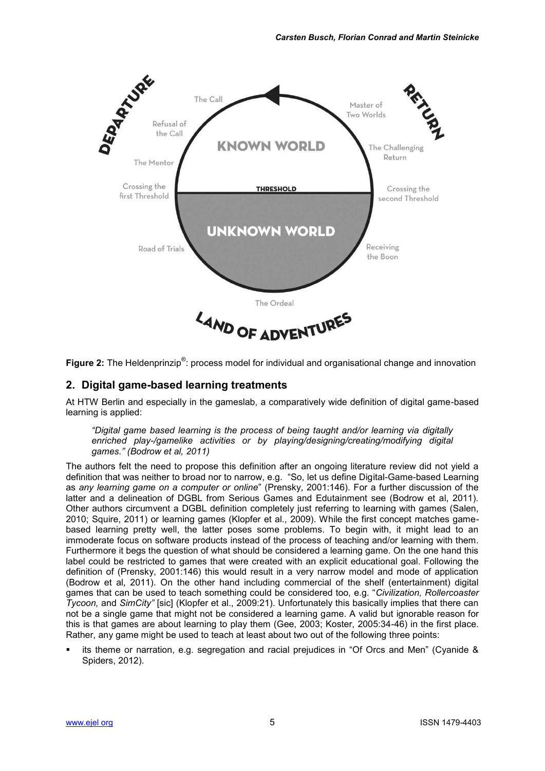**Figure 2:** The Heldenprinzip®: process model for individual and organisational change and innovation

## 2. Digital game-based learning treatments

At HTW Berlin and especially in the gameslab, a comparatively wide definition of digital game-based learning is applied:

> *"Digital game based learning is the process of being taught and/or learning via digitally enriched play-/gamelike activities or by playing/designing/creating/modifying digital games." (Bodrow et al, 2011)*

The authors felt the need to propose this definition after an ongoing literature review did not yield a definition that was neither to broad nor to narrow, e.g. "So, let us define Digital-Game-based Learning as *any learning game on a computer or online*" (Prensky, 2001:146). For a further discussion of the latter and a delineation of DGBL from Serious Games and Edutainment see (Bodrow et al, 2011). Other authors circumvent a DGBL definition completely just referring to learning with games (Salen, 2010; Squire, 2011) or learning games (Klopfer et al., 2009). While the first concept matches game-based learning pretty well, the latter poses some problems. To begin with, it might lead to an immoderate focus on software products instead of the process of teaching and/or learning with them. Furthermore it begs the question of what should be considered a learning game. On the one hand this label could be restricted to games that were created with an explicit educational goal. Following the definition of (Prensky, 2001:146) this would result in a very narrow model and mode of application (Bodrow et al, 2011). On the other hand including commercial of the shelf (entertainment) digital games that can be used to teach something could be considered too, e.g. "*Civilization, Rollercoaster Tycoon,* and *SimCity"* [sic] (Klopfer et al., 2009:21). Unfortunately this basically implies that there can not be a single game that might not be considered a learning game. A valid but ignorable reason for this is that games are about learning to play them (Gee, 2003; Koster, 2005:34-46) in the first place. Rather, any game might be used to teach at least about two out of the following three points:

- its theme or narration, e.g. segregation and racial prejudices in "Of Orcs and Men" (Cyanide & Spiders, 2012).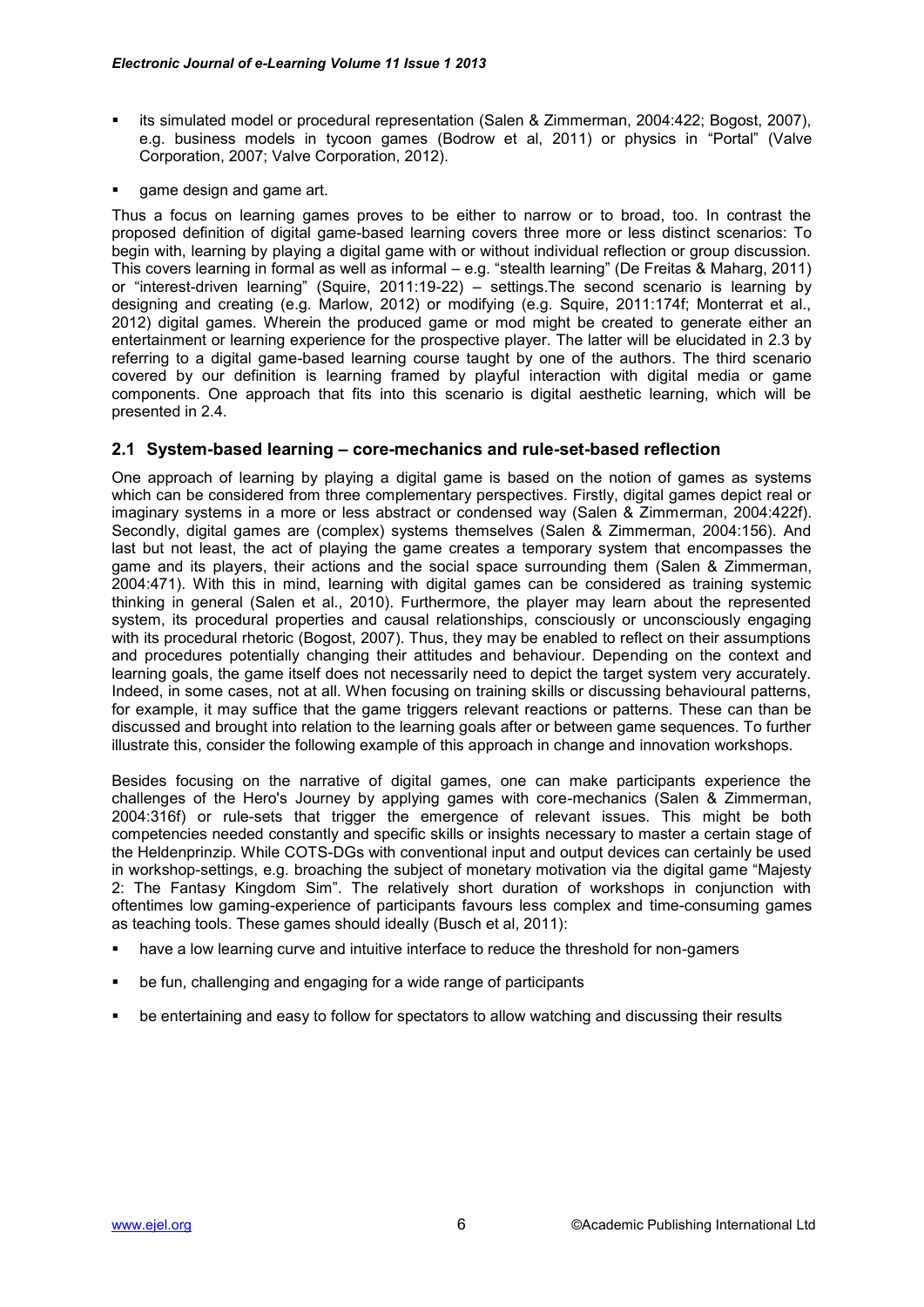- its simulated model or procedural representation (Salen & Zimmerman, 2004:422; Bogost, 2007), e.g. business models in tycoon games (Bodrow et al, 2011) or physics in “Portal” (Valve Corporation, 2007; Valve Corporation, 2012).
- game design and game art.

Thus a focus on learning games proves to be either to narrow or to broad, too. In contrast the proposed definition of digital game-based learning covers three more or less distinct scenarios: To begin with, learning by playing a digital game with or without individual reflection or group discussion. This covers learning in formal as well as informal – e.g. “stealth learning” (De Freitas & Maharg, 2011) or “interest-driven learning” (Squire, 2011:19-22) – settings.The second scenario is learning by designing and creating (e.g. Marlow, 2012) or modifying (e.g. Squire, 2011:174f; Monterrat et al., 2012) digital games. Wherein the produced game or mod might be created to generate either an entertainment or learning experience for the prospective player. The latter will be elucidated in 2.3 by referring to a digital game-based learning course taught by one of the authors. The third scenario covered by our definition is learning framed by playful interaction with digital media or game components. One approach that fits into this scenario is digital aesthetic learning, which will be presented in 2.4.

## 2.1 System-based learning – core-mechanics and rule-set-based reflection

One approach of learning by playing a digital game is based on the notion of games as systems which can be considered from three complementary perspectives. Firstly, digital games depict real or imaginary systems in a more or less abstract or condensed way (Salen & Zimmerman, 2004:422f). Secondly, digital games are (complex) systems themselves (Salen & Zimmerman, 2004:156). And last but not least, the act of playing the game creates a temporary system that encompasses the game and its players, their actions and the social space surrounding them (Salen & Zimmerman, 2004:471). With this in mind, learning with digital games can be considered as training systemic thinking in general (Salen et al., 2010). Furthermore, the player may learn about the represented system, its procedural properties and causal relationships, consciously or unconsciously engaging with its procedural rhetoric (Bogost, 2007). Thus, they may be enabled to reflect on their assumptions and procedures potentially changing their attitudes and behaviour. Depending on the context and learning goals, the game itself does not necessarily need to depict the target system very accurately. Indeed, in some cases, not at all. When focusing on training skills or discussing behavioural patterns, for example, it may suffice that the game triggers relevant reactions or patterns. These can than be discussed and brought into relation to the learning goals after or between game sequences. To further illustrate this, consider the following example of this approach in change and innovation workshops.

Besides focusing on the narrative of digital games, one can make participants experience the challenges of the Hero's Journey by applying games with core-mechanics (Salen & Zimmerman, 2004:316f) or rule-sets that trigger the emergence of relevant issues. This might be both competencies needed constantly and specific skills or insights necessary to master a certain stage of the Heldenprinzip. While COTS-DGs with conventional input and output devices can certainly be used in workshop-settings, e.g. broaching the subject of monetary motivation via the digital game “Majesty 2: The Fantasy Kingdom Sim”. The relatively short duration of workshops in conjunction with oftentimes low gaming-experience of participants favours less complex and time-consuming games as teaching tools. These games should ideally (Busch et al, 2011):

- have a low learning curve and intuitive interface to reduce the threshold for non-gamers
- be fun, challenging and engaging for a wide range of participants
- be entertaining and easy to follow for spectators to allow watching and discussing their results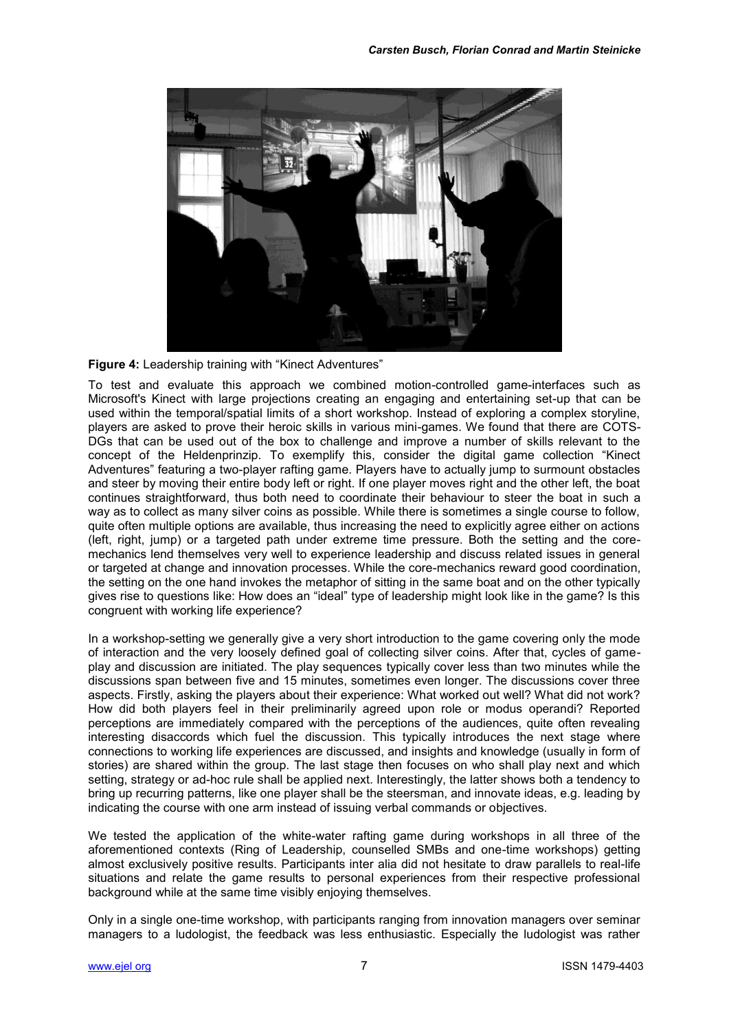**Figure 4:** Leadership training with “Kinect Adventures”

To test and evaluate this approach we combined motion-controlled game-interfaces such as Microsoft's Kinect with large projections creating an engaging and entertaining set-up that can be used within the temporal/spatial limits of a short workshop. Instead of exploring a complex storyline, players are asked to prove their heroic skills in various mini-games. We found that there are COTS-DGs that can be used out of the box to challenge and improve a number of skills relevant to the concept of the Heldenprinzip. To exemplify this, consider the digital game collection “Kinect Adventures” featuring a two-player rafting game. Players have to actually jump to surmount obstacles and steer by moving their entire body left or right. If one player moves right and the other left, the boat continues straightforward, thus both need to coordinate their behaviour to steer the boat in such a way as to collect as many silver coins as possible. While there is sometimes a single course to follow, quite often multiple options are available, thus increasing the need to explicitly agree either on actions (left, right, jump) or a targeted path under extreme time pressure. Both the setting and the core-mechanics lend themselves very well to experience leadership and discuss related issues in general or targeted at change and innovation processes. While the core-mechanics reward good coordination, the setting on the one hand invokes the metaphor of sitting in the same boat and on the other typically gives rise to questions like: How does an “ideal” type of leadership might look like in the game? Is this congruent with working life experience?

In a workshop-setting we generally give a very short introduction to the game covering only the mode of interaction and the very loosely defined goal of collecting silver coins. After that, cycles of game-play and discussion are initiated. The play sequences typically cover less than two minutes while the discussions span between five and 15 minutes, sometimes even longer. The discussions cover three aspects. Firstly, asking the players about their experience: What worked out well? What did not work? How did both players feel in their preliminarily agreed upon role or modus operandi? Reported perceptions are immediately compared with the perceptions of the audiences, quite often revealing interesting disaccords which fuel the discussion. This typically introduces the next stage where connections to working life experiences are discussed, and insights and knowledge (usually in form of stories) are shared within the group. The last stage then focuses on who shall play next and which setting, strategy or ad-hoc rule shall be applied next. Interestingly, the latter shows both a tendency to bring up recurring patterns, like one player shall be the steersman, and innovate ideas, e.g. leading by indicating the course with one arm instead of issuing verbal commands or objectives.

We tested the application of the white-water rafting game during workshops in all three of the aforementioned contexts (Ring of Leadership, counselled SMBs and one-time workshops) getting almost exclusively positive results. Participants inter alia did not hesitate to draw parallels to real-life situations and relate the game results to personal experiences from their respective professional background while at the same time visibly enjoying themselves.

Only in a single one-time workshop, with participants ranging from innovation managers over seminar managers to a ludologist, the feedback was less enthusiastic. Especially the ludologist was rather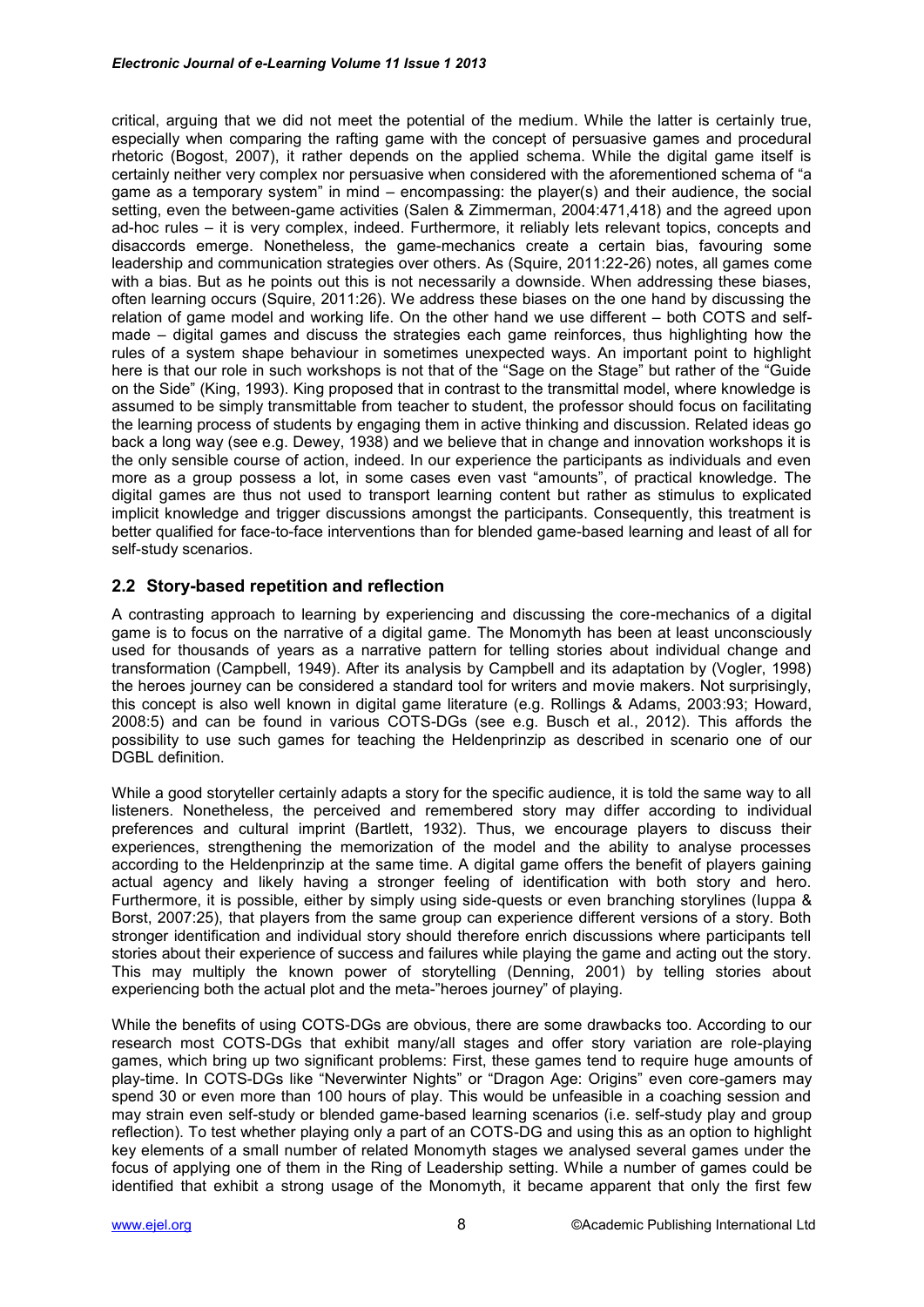critical, arguing that we did not meet the potential of the medium. While the latter is certainly true, especially when comparing the rafting game with the concept of persuasive games and procedural rhetoric (Bogost, 2007), it rather depends on the applied schema. While the digital game itself is certainly neither very complex nor persuasive when considered with the aforementioned schema of "a game as a temporary system" in mind – encompassing: the player(s) and their audience, the social setting, even the between-game activities (Salen & Zimmerman, 2004:471,418) and the agreed upon ad-hoc rules – it is very complex, indeed. Furthermore, it reliably lets relevant topics, concepts and disaccords emerge. Nonetheless, the game-mechanics create a certain bias, favouring some leadership and communication strategies over others. As (Squire, 2011:22-26) notes, all games come with a bias. But as he points out this is not necessarily a downside. When addressing these biases, often learning occurs (Squire, 2011:26). We address these biases on the one hand by discussing the relation of game model and working life. On the other hand we use different – both COTS and self-made – digital games and discuss the strategies each game reinforces, thus highlighting how the rules of a system shape behaviour in sometimes unexpected ways. An important point to highlight here is that our role in such workshops is not that of the "Sage on the Stage" but rather of the "Guide on the Side" (King, 1993). King proposed that in contrast to the transmittal model, where knowledge is assumed to be simply transmittable from teacher to student, the professor should focus on facilitating the learning process of students by engaging them in active thinking and discussion. Related ideas go back a long way (see e.g. Dewey, 1938) and we believe that in change and innovation workshops it is the only sensible course of action, indeed. In our experience the participants as individuals and even more as a group possess a lot, in some cases even vast "amounts", of practical knowledge. The digital games are thus not used to transport learning content but rather as stimulus to explicated implicit knowledge and trigger discussions amongst the participants. Consequently, this treatment is better qualified for face-to-face interventions than for blended game-based learning and least of all for self-study scenarios.

## 2.2 Story-based repetition and reflection

A contrasting approach to learning by experiencing and discussing the core-mechanics of a digital game is to focus on the narrative of a digital game. The Monomyth has been at least unconsciously used for thousands of years as a narrative pattern for telling stories about individual change and transformation (Campbell, 1949). After its analysis by Campbell and its adaptation by (Vogler, 1998) the heroes journey can be considered a standard tool for writers and movie makers. Not surprisingly, this concept is also well known in digital game literature (e.g. Rollings & Adams, 2003:93; Howard, 2008:5) and can be found in various COTS-DGs (see e.g. Busch et al., 2012). This affords the possibility to use such games for teaching the Heldenprinzip as described in scenario one of our DGBL definition.

While a good storyteller certainly adapts a story for the specific audience, it is told the same way to all listeners. Nonetheless, the perceived and remembered story may differ according to individual preferences and cultural imprint (Bartlett, 1932). Thus, we encourage players to discuss their experiences, strengthening the memorization of the model and the ability to analyse processes according to the Heldenprinzip at the same time. A digital game offers the benefit of players gaining actual agency and likely having a stronger feeling of identification with both story and hero. Furthermore, it is possible, either by simply using side-quests or even branching storylines (Iuppa & Borst, 2007:25), that players from the same group can experience different versions of a story. Both stronger identification and individual story should therefore enrich discussions where participants tell stories about their experience of success and failures while playing the game and acting out the story. This may multiply the known power of storytelling (Denning, 2001) by telling stories about experiencing both the actual plot and the meta-"heroes journey" of playing.

While the benefits of using COTS-DGs are obvious, there are some drawbacks too. According to our research most COTS-DGs that exhibit many/all stages and offer story variation are role-playing games, which bring up two significant problems: First, these games tend to require huge amounts of play-time. In COTS-DGs like "Neverwinter Nights" or "Dragon Age: Origins" even core-gamers may spend 30 or even more than 100 hours of play. This would be unfeasible in a coaching session and may strain even self-study or blended game-based learning scenarios (i.e. self-study play and group reflection). To test whether playing only a part of an COTS-DG and using this as an option to highlight key elements of a small number of related Monomyth stages we analysed several games under the focus of applying one of them in the Ring of Leadership setting. While a number of games could be identified that exhibit a strong usage of the Monomyth, it became apparent that only the first few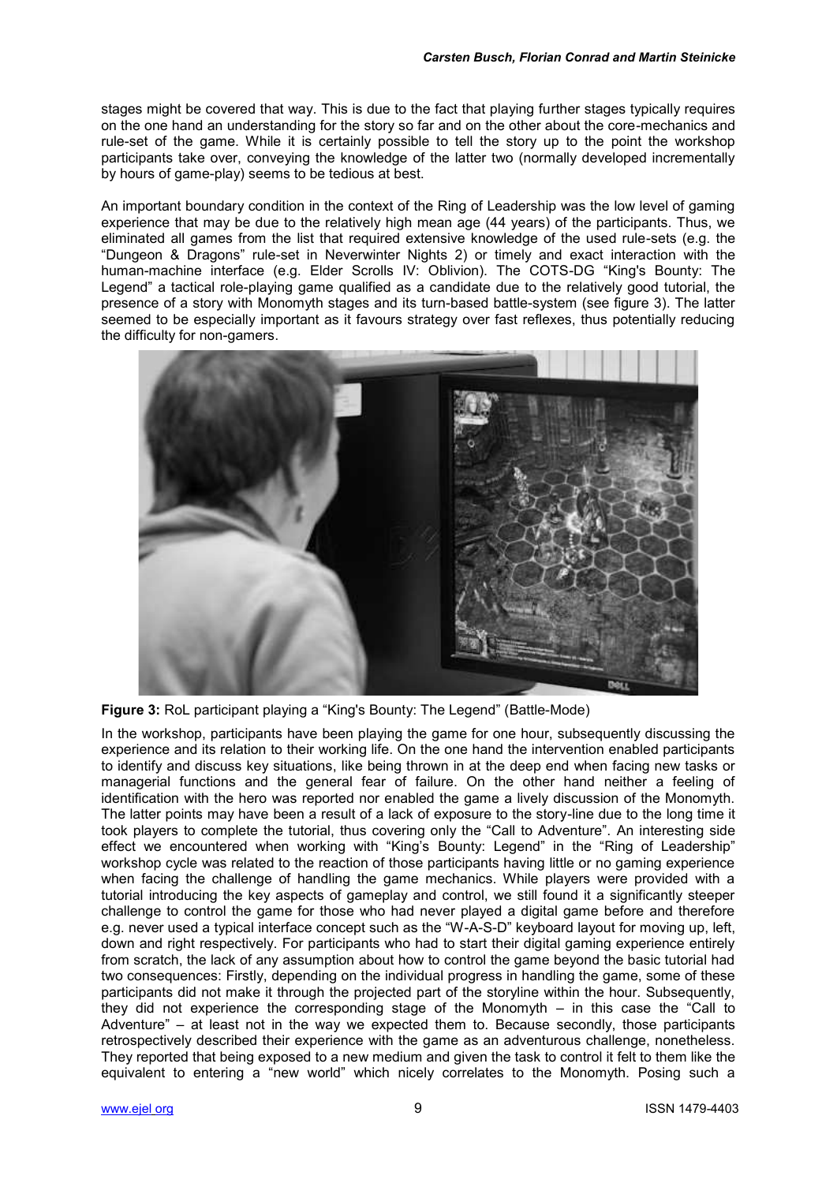stages might be covered that way. This is due to the fact that playing further stages typically requires on the one hand an understanding for the story so far and on the other about the core-mechanics and rule-set of the game. While it is certainly possible to tell the story up to the point the workshop participants take over, conveying the knowledge of the latter two (normally developed incrementally by hours of game-play) seems to be tedious at best.

An important boundary condition in the context of the Ring of Leadership was the low level of gaming experience that may be due to the relatively high mean age (44 years) of the participants. Thus, we eliminated all games from the list that required extensive knowledge of the used rule-sets (e.g. the "Dungeon & Dragons" rule-set in Neverwinter Nights 2) or timely and exact interaction with the human-machine interface (e.g. Elder Scrolls IV: Oblivion). The COTS-DG "King's Bounty: The Legend" a tactical role-playing game qualified as a candidate due to the relatively good tutorial, the presence of a story with Monomyth stages and its turn-based battle-system (see figure 3). The latter seemed to be especially important as it favours strategy over fast reflexes, thus potentially reducing the difficulty for non-gamers.

**Figure 3:** RoL participant playing a "King's Bounty: The Legend" (Battle-Mode)

In the workshop, participants have been playing the game for one hour, subsequently discussing the experience and its relation to their working life. On the one hand the intervention enabled participants to identify and discuss key situations, like being thrown in at the deep end when facing new tasks or managerial functions and the general fear of failure. On the other hand neither a feeling of identification with the hero was reported nor enabled the game a lively discussion of the Monomyth. The latter points may have been a result of a lack of exposure to the story-line due to the long time it took players to complete the tutorial, thus covering only the "Call to Adventure". An interesting side effect we encountered when working with "King's Bounty: Legend" in the "Ring of Leadership" workshop cycle was related to the reaction of those participants having little or no gaming experience when facing the challenge of handling the game mechanics. While players were provided with a tutorial introducing the key aspects of gameplay and control, we still found it a significantly steeper challenge to control the game for those who had never played a digital game before and therefore e.g. never used a typical interface concept such as the "W-A-S-D" keyboard layout for moving up, left, down and right respectively. For participants who had to start their digital gaming experience entirely from scratch, the lack of any assumption about how to control the game beyond the basic tutorial had two consequences: Firstly, depending on the individual progress in handling the game, some of these participants did not make it through the projected part of the storyline within the hour. Subsequently, they did not experience the corresponding stage of the Monomyth – in this case the "Call to Adventure" – at least not in the way we expected them to. Because secondly, those participants retrospectively described their experience with the game as an adventurous challenge, nonetheless. They reported that being exposed to a new medium and given the task to control it felt to them like the equivalent to entering a "new world" which nicely correlates to the Monomyth. Posing such a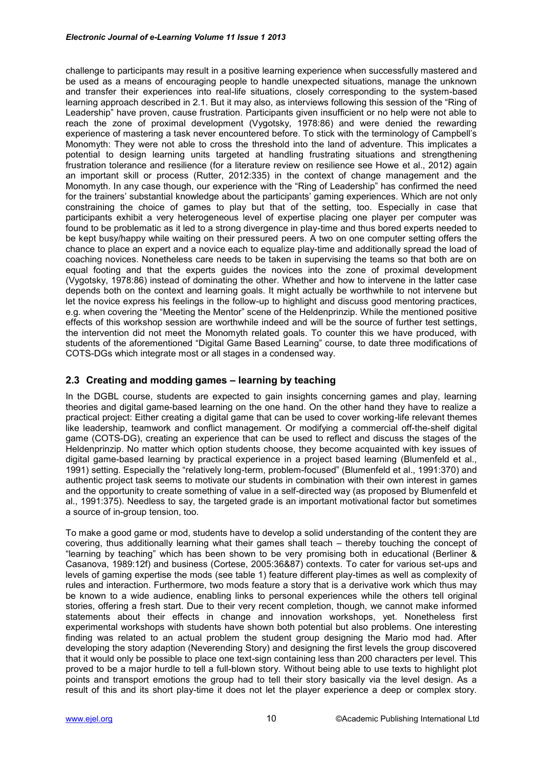challenge to participants may result in a positive learning experience when successfully mastered and be used as a means of encouraging people to handle unexpected situations, manage the unknown and transfer their experiences into real-life situations, closely corresponding to the system-based learning approach described in 2.1. But it may also, as interviews following this session of the "Ring of Leadership" have proven, cause frustration. Participants given insufficient or no help were not able to reach the zone of proximal development (Vygotsky, 1978:86) and were denied the rewarding experience of mastering a task never encountered before. To stick with the terminology of Campbell's Monomyth: They were not able to cross the threshold into the land of adventure. This implicates a potential to design learning units targeted at handling frustrating situations and strengthening frustration tolerance and resilience (for a literature review on resilience see Howe et al., 2012) again an important skill or process (Rutter, 2012:335) in the context of change management and the Monomyth. In any case though, our experience with the "Ring of Leadership" has confirmed the need for the trainers' substantial knowledge about the participants' gaming experiences. Which are not only constraining the choice of games to play but that of the setting, too. Especially in case that participants exhibit a very heterogeneous level of expertise placing one player per computer was found to be problematic as it led to a strong divergence in play-time and thus bored experts needed to be kept busy/happy while waiting on their pressured peers. A two on one computer setting offers the chance to place an expert and a novice each to equalize play-time and additionally spread the load of coaching novices. Nonetheless care needs to be taken in supervising the teams so that both are on equal footing and that the experts guides the novices into the zone of proximal development (Vygotsky, 1978:86) instead of dominating the other. Whether and how to intervene in the latter case depends both on the context and learning goals. It might actually be worthwhile to not intervene but let the novice express his feelings in the follow-up to highlight and discuss good mentoring practices, e.g. when covering the "Meeting the Mentor" scene of the Heldenprinzip. While the mentioned positive effects of this workshop session are worthwhile indeed and will be the source of further test settings, the intervention did not meet the Monomyth related goals. To counter this we have produced, with students of the aforementioned "Digital Game Based Learning" course, to date three modifications of COTS-DGs which integrate most or all stages in a condensed way.

## 2.3 Creating and modding games – learning by teaching

In the DGBL course, students are expected to gain insights concerning games and play, learning theories and digital game-based learning on the one hand. On the other hand they have to realize a practical project: Either creating a digital game that can be used to cover working-life relevant themes like leadership, teamwork and conflict management. Or modifying a commercial off-the-shelf digital game (COTS-DG), creating an experience that can be used to reflect and discuss the stages of the Heldenprinzip. No matter which option students choose, they become acquainted with key issues of digital game-based learning by practical experience in a project based learning (Blumenfeld et al., 1991) setting. Especially the "relatively long-term, problem-focused" (Blumenfeld et al., 1991:370) and authentic project task seems to motivate our students in combination with their own interest in games and the opportunity to create something of value in a self-directed way (as proposed by Blumenfeld et al., 1991:375). Needless to say, the targeted grade is an important motivational factor but sometimes a source of in-group tension, too.

To make a good game or mod, students have to develop a solid understanding of the content they are covering, thus additionally learning what their games shall teach – thereby touching the concept of "learning by teaching" which has been shown to be very promising both in educational (Berliner & Casanova, 1989:12f) and business (Cortese, 2005:36&87) contexts. To cater for various set-ups and levels of gaming expertise the mods (see table 1) feature different play-times as well as complexity of rules and interaction. Furthermore, two mods feature a story that is a derivative work which thus may be known to a wide audience, enabling links to personal experiences while the others tell original stories, offering a fresh start. Due to their very recent completion, though, we cannot make informed statements about their effects in change and innovation workshops, yet. Nonetheless first experimental workshops with students have shown both potential but also problems. One interesting finding was related to an actual problem the student group designing the Mario mod had. After developing the story adaption (Neverending Story) and designing the first levels the group discovered that it would only be possible to place one text-sign containing less than 200 characters per level. This proved to be a major hurdle to tell a full-blown story. Without being able to use texts to highlight plot points and transport emotions the group had to tell their story basically via the level design. As a result of this and its short play-time it does not let the player experience a deep or complex story.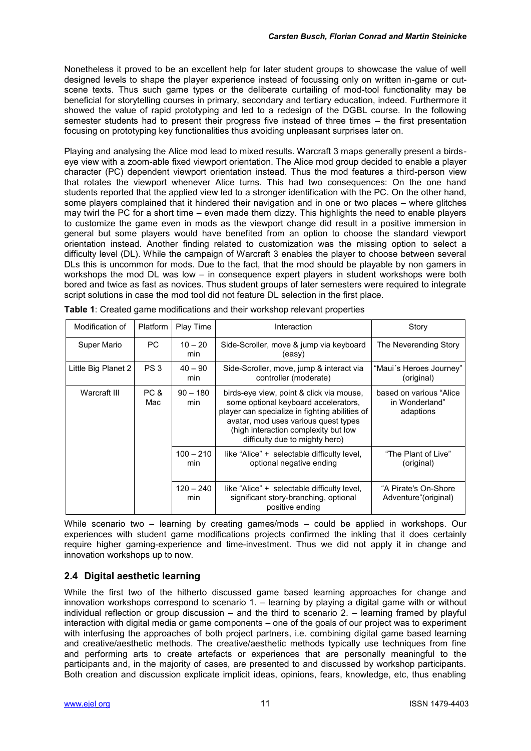Nonetheless it proved to be an excellent help for later student groups to showcase the value of well designed levels to shape the player experience instead of focussing only on written in-game or cut-scene texts. Thus such game types or the deliberate curtailing of mod-tool functionality may be beneficial for storytelling courses in primary, secondary and tertiary education, indeed. Furthermore it showed the value of rapid prototyping and led to a redesign of the DGBL course. In the following semester students had to present their progress five instead of three times – the first presentation focusing on prototyping key functionalities thus avoiding unpleasant surprises later on.

Playing and analysing the Alice mod lead to mixed results. Warcraft 3 maps generally present a birds-eye view with a zoom-able fixed viewport orientation. The Alice mod group decided to enable a player character (PC) dependent viewport orientation instead. Thus the mod features a third-person view that rotates the viewport whenever Alice turns. This had two consequences: On the one hand students reported that the applied view led to a stronger identification with the PC. On the other hand, some players complained that it hindered their navigation and in one or two places – where glitches may twirl the PC for a short time – even made them dizzy. This highlights the need to enable players to customize the game even in mods as the viewport change did result in a positive immersion in general but some players would have benefited from an option to choose the standard viewport orientation instead. Another finding related to customization was the missing option to select a difficulty level (DL). While the campaign of Warcraft 3 enables the player to choose between several DLs this is uncommon for mods. Due to the fact, that the mod should be playable by non gamers in workshops the mod DL was low – in consequence expert players in student workshops were both bored and twice as fast as novices. Thus student groups of later semesters were required to integrate script solutions in case the mod tool did not feature DL selection in the first place.

**Table 1**: Created game modifications and their workshop relevant properties

| Modification of | Platform | Play Time | Interaction | Story |
|---|---|---|---|---|
| Super Mario | PC | 10 – 20 min | Side-Scroller, move & jump via keyboard (easy) | The Neverending Story |
| Little Big Planet 2 | PS 3 | 40 – 90 min | Side-Scroller, move, jump & interact via controller (moderate) | "Maui´s Heroes Journey" (original) |
| Warcraft III | PC & Mac | 90 – 180 min | birds-eye view, point & click via mouse, some optional keyboard accelerators, player can specialize in fighting abilities of avatar, mod uses various quest types (high interaction complexity but low difficulty due to mighty hero) | based on various "Alice in Wonderland" adaptions |
| | | 100 – 210 min | like "Alice" + selectable difficulty level, optional negative ending | "The Plant of Live" (original) |
| | | 120 – 240 min | like "Alice" + selectable difficulty level, significant story-branching, optional positive ending | "A Pirate's On-Shore Adventure"(original) |

While scenario two – learning by creating games/mods – could be applied in workshops. Our experiences with student game modifications projects confirmed the inkling that it does certainly require higher gaming-experience and time-investment. Thus we did not apply it in change and innovation workshops up to now.

### 2.4 Digital aesthetic learning

While the first two of the hitherto discussed game based learning approaches for change and innovation workshops correspond to scenario 1. – learning by playing a digital game with or without individual reflection or group discussion – and the third to scenario 2. – learning framed by playful interaction with digital media or game components – one of the goals of our project was to experiment with interfusing the approaches of both project partners, i.e. combining digital game based learning and creative/aesthetic methods. The creative/aesthetic methods typically use techniques from fine and performing arts to create artefacts or experiences that are personally meaningful to the participants and, in the majority of cases, are presented to and discussed by workshop participants. Both creation and discussion explicate implicit ideas, opinions, fears, knowledge, etc, thus enabling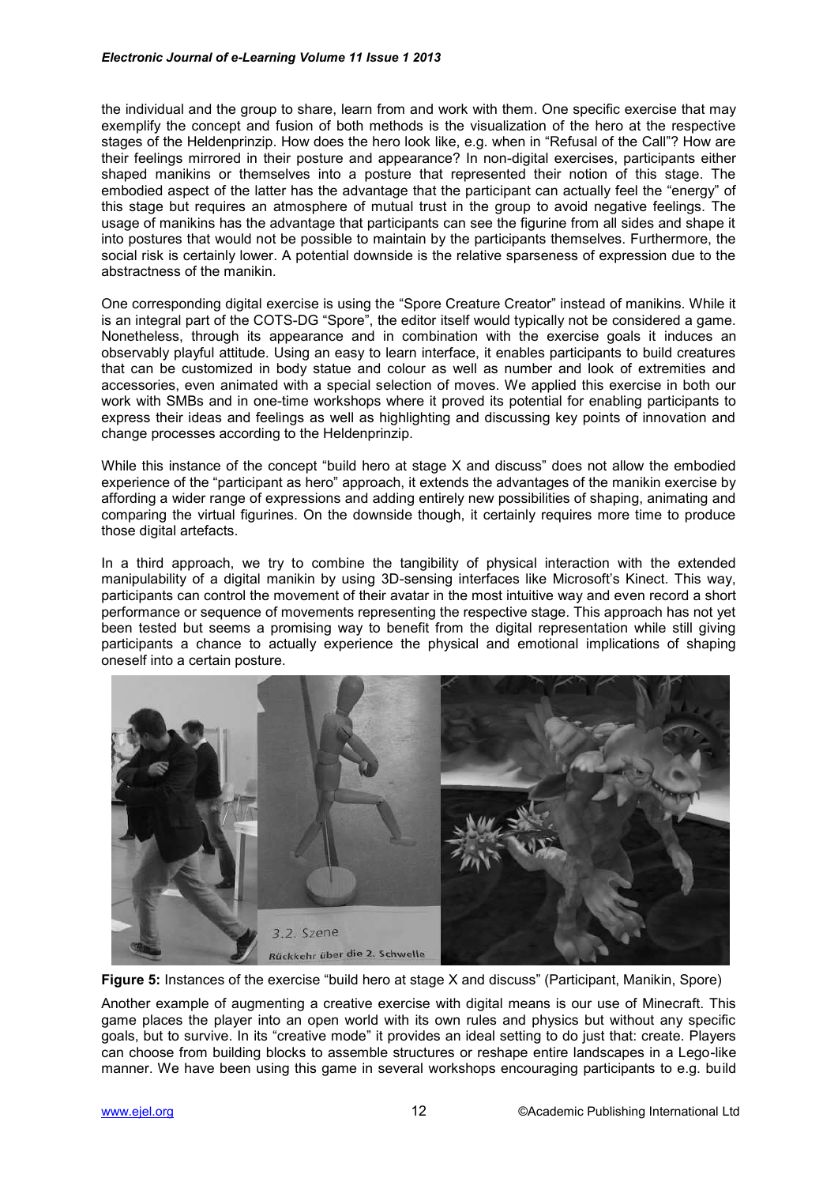the individual and the group to share, learn from and work with them. One specific exercise that may exemplify the concept and fusion of both methods is the visualization of the hero at the respective stages of the Heldenprinzip. How does the hero look like, e.g. when in "Refusal of the Call"? How are their feelings mirrored in their posture and appearance? In non-digital exercises, participants either shaped manikins or themselves into a posture that represented their notion of this stage. The embodied aspect of the latter has the advantage that the participant can actually feel the "energy" of this stage but requires an atmosphere of mutual trust in the group to avoid negative feelings. The usage of manikins has the advantage that participants can see the figurine from all sides and shape it into postures that would not be possible to maintain by the participants themselves. Furthermore, the social risk is certainly lower. A potential downside is the relative sparseness of expression due to the abstractness of the manikin.

One corresponding digital exercise is using the "Spore Creature Creator" instead of manikins. While it is an integral part of the COTS-DG "Spore", the editor itself would typically not be considered a game. Nonetheless, through its appearance and in combination with the exercise goals it induces an observably playful attitude. Using an easy to learn interface, it enables participants to build creatures that can be customized in body statue and colour as well as number and look of extremities and accessories, even animated with a special selection of moves. We applied this exercise in both our work with SMBs and in one-time workshops where it proved its potential for enabling participants to express their ideas and feelings as well as highlighting and discussing key points of innovation and change processes according to the Heldenprinzip.

While this instance of the concept "build hero at stage X and discuss" does not allow the embodied experience of the "participant as hero" approach, it extends the advantages of the manikin exercise by affording a wider range of expressions and adding entirely new possibilities of shaping, animating and comparing the virtual figurines. On the downside though, it certainly requires more time to produce those digital artefacts.

In a third approach, we try to combine the tangibility of physical interaction with the extended manipulability of a digital manikin by using 3D-sensing interfaces like Microsoft's Kinect. This way, participants can control the movement of their avatar in the most intuitive way and even record a short performance or sequence of movements representing the respective stage. This approach has not yet been tested but seems a promising way to benefit from the digital representation while still giving participants a chance to actually experience the physical and emotional implications of shaping oneself into a certain posture.

**Figure 5:** Instances of the exercise "build hero at stage X and discuss" (Participant, Manikin, Spore)

Another example of augmenting a creative exercise with digital means is our use of Minecraft. This game places the player into an open world with its own rules and physics but without any specific goals, but to survive. In its "creative mode" it provides an ideal setting to do just that: create. Players can choose from building blocks to assemble structures or reshape entire landscapes in a Lego-like manner. We have been using this game in several workshops encouraging participants to e.g. build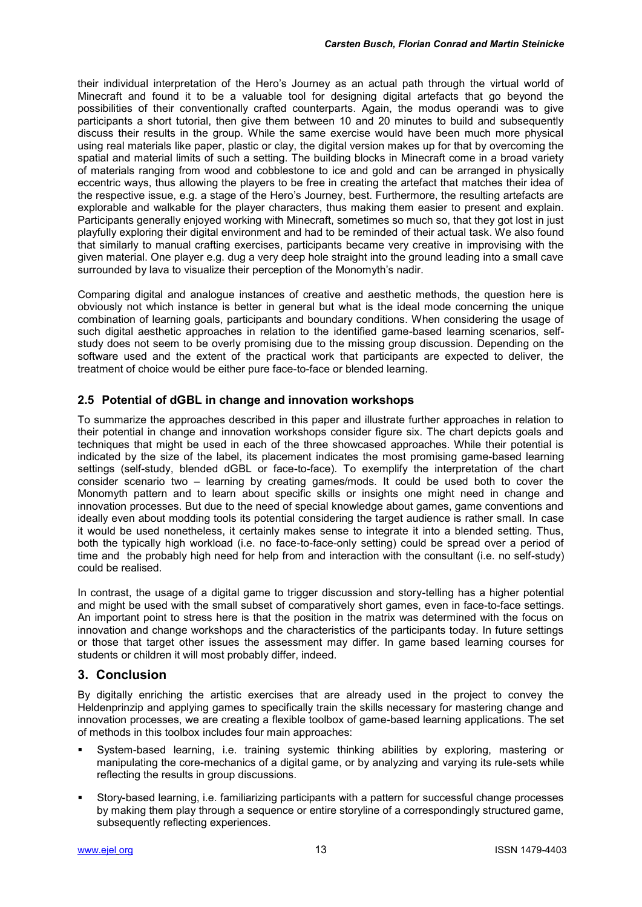their individual interpretation of the Hero's Journey as an actual path through the virtual world of Minecraft and found it to be a valuable tool for designing digital artefacts that go beyond the possibilities of their conventionally crafted counterparts. Again, the modus operandi was to give participants a short tutorial, then give them between 10 and 20 minutes to build and subsequently discuss their results in the group. While the same exercise would have been much more physical using real materials like paper, plastic or clay, the digital version makes up for that by overcoming the spatial and material limits of such a setting. The building blocks in Minecraft come in a broad variety of materials ranging from wood and cobblestone to ice and gold and can be arranged in physically eccentric ways, thus allowing the players to be free in creating the artefact that matches their idea of the respective issue, e.g. a stage of the Hero's Journey, best. Furthermore, the resulting artefacts are explorable and walkable for the player characters, thus making them easier to present and explain. Participants generally enjoyed working with Minecraft, sometimes so much so, that they got lost in just playfully exploring their digital environment and had to be reminded of their actual task. We also found that similarly to manual crafting exercises, participants became very creative in improvising with the given material. One player e.g. dug a very deep hole straight into the ground leading into a small cave surrounded by lava to visualize their perception of the Monomyth's nadir.

Comparing digital and analogue instances of creative and aesthetic methods, the question here is obviously not which instance is better in general but what is the ideal mode concerning the unique combination of learning goals, participants and boundary conditions. When considering the usage of such digital aesthetic approaches in relation to the identified game-based learning scenarios, self-study does not seem to be overly promising due to the missing group discussion. Depending on the software used and the extent of the practical work that participants are expected to deliver, the treatment of choice would be either pure face-to-face or blended learning.

### 2.5 Potential of dGBL in change and innovation workshops

To summarize the approaches described in this paper and illustrate further approaches in relation to their potential in change and innovation workshops consider figure six. The chart depicts goals and techniques that might be used in each of the three showcased approaches. While their potential is indicated by the size of the label, its placement indicates the most promising game-based learning settings (self-study, blended dGBL or face-to-face). To exemplify the interpretation of the chart consider scenario two – learning by creating games/mods. It could be used both to cover the Monomyth pattern and to learn about specific skills or insights one might need in change and innovation processes. But due to the need of special knowledge about games, game conventions and ideally even about modding tools its potential considering the target audience is rather small. In case it would be used nonetheless, it certainly makes sense to integrate it into a blended setting. Thus, both the typically high workload (i.e. no face-to-face-only setting) could be spread over a period of time and the probably high need for help from and interaction with the consultant (i.e. no self-study) could be realised.

In contrast, the usage of a digital game to trigger discussion and story-telling has a higher potential and might be used with the small subset of comparatively short games, even in face-to-face settings. An important point to stress here is that the position in the matrix was determined with the focus on innovation and change workshops and the characteristics of the participants today. In future settings or those that target other issues the assessment may differ. In game based learning courses for students or children it will most probably differ, indeed.

## 3. Conclusion

By digitally enriching the artistic exercises that are already used in the project to convey the Heldenprinzip and applying games to specifically train the skills necessary for mastering change and innovation processes, we are creating a flexible toolbox of game-based learning applications. The set of methods in this toolbox includes four main approaches:

- System-based learning, i.e. training systemic thinking abilities by exploring, mastering or manipulating the core-mechanics of a digital game, or by analyzing and varying its rule-sets while reflecting the results in group discussions.
- Story-based learning, i.e. familiarizing participants with a pattern for successful change processes by making them play through a sequence or entire storyline of a correspondingly structured game, subsequently reflecting experiences.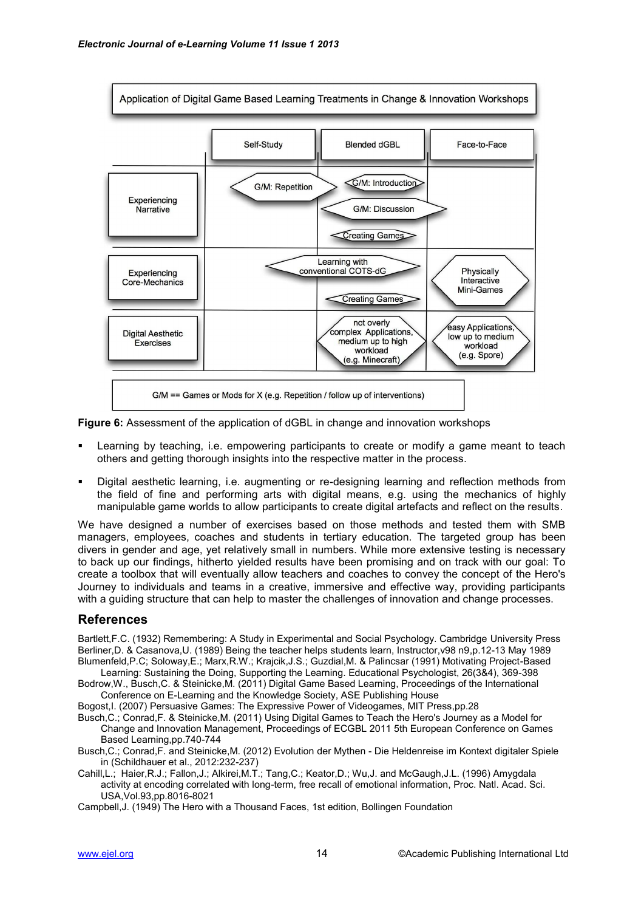**Application of Digital Game Based Learning Treatments in Change & Innovation Workshops**

| | Self-Study | Blended dGBL | Face-to-Face |
|---|---|---|---|
| Experiencing Narrative | G/M: Repetition | G/M: Introduction; G/M: Discussion; Creating Games | |
| Experiencing Core-Mechanics | Learning with conventional COTS-dG | Learning with conventional COTS-dG; Creating Games | Physically Interactive Mini-Games |
| Digital Aesthetic Exercises | | not overly complex Applications, medium up to high workload (e.g. Minecraft) | easy Applications, low up to medium workload (e.g. Spore) |

G/M == Games or Mods for X (e.g. Repetition / follow up of interventions)

**Figure 6:** Assessment of the application of dGBL in change and innovation workshops

- Learning by teaching, i.e. empowering participants to create or modify a game meant to teach others and getting thorough insights into the respective matter in the process.
- Digital aesthetic learning, i.e. augmenting or re-designing learning and reflection methods from the field of fine and performing arts with digital means, e.g. using the mechanics of highly manipulable game worlds to allow participants to create digital artefacts and reflect on the results.

We have designed a number of exercises based on those methods and tested them with SMB managers, employees, coaches and students in tertiary education. The targeted group has been divers in gender and age, yet relatively small in numbers. While more extensive testing is necessary to back up our findings, hitherto yielded results have been promising and on track with our goal: To create a toolbox that will eventually allow teachers and coaches to convey the concept of the Hero's Journey to individuals and teams in a creative, immersive and effective way, providing participants with a guiding structure that can help to master the challenges of innovation and change processes.

## References

Bartlett,F.C. (1932) Remembering: A Study in Experimental and Social Psychology. Cambridge University Press

Berliner,D. & Casanova,U. (1989) Being the teacher helps students learn, Instructor,v98 n9,p.12-13 May 1989

Blumenfeld,P.C; Soloway,E.; Marx,R.W.; Krajcik,J.S.; Guzdial,M. & Palincsar (1991) Motivating Project-Based Learning: Sustaining the Doing, Supporting the Learning. Educational Psychologist, 26(3&4), 369-398

Bodrow,W., Busch,C. & Steinicke,M. (2011) Digital Game Based Learning, Proceedings of the International Conference on E-Learning and the Knowledge Society, ASE Publishing House

Bogost,I. (2007) Persuasive Games: The Expressive Power of Videogames, MIT Press,pp.28

Busch,C.; Conrad,F. & Steinicke,M. (2011) Using Digital Games to Teach the Hero's Journey as a Model for Change and Innovation Management, Proceedings of ECGBL 2011 5th European Conference on Games Based Learning,pp.740-744

Busch,C.; Conrad,F. and Steinicke,M. (2012) Evolution der Mythen - Die Heldenreise im Kontext digitaler Spiele in (Schildhauer et al., 2012:232-237)

Cahill,L.; Haier,R.J.; Fallon,J.; Alkirei,M.T.; Tang,C.; Keator,D.; Wu,J. and McGaugh,J.L. (1996) Amygdala activity at encoding correlated with long-term, free recall of emotional information, Proc. Natl. Acad. Sci. USA,Vol.93,pp.8016-8021

Campbell,J. (1949) The Hero with a Thousand Faces, 1st edition, Bollingen Foundation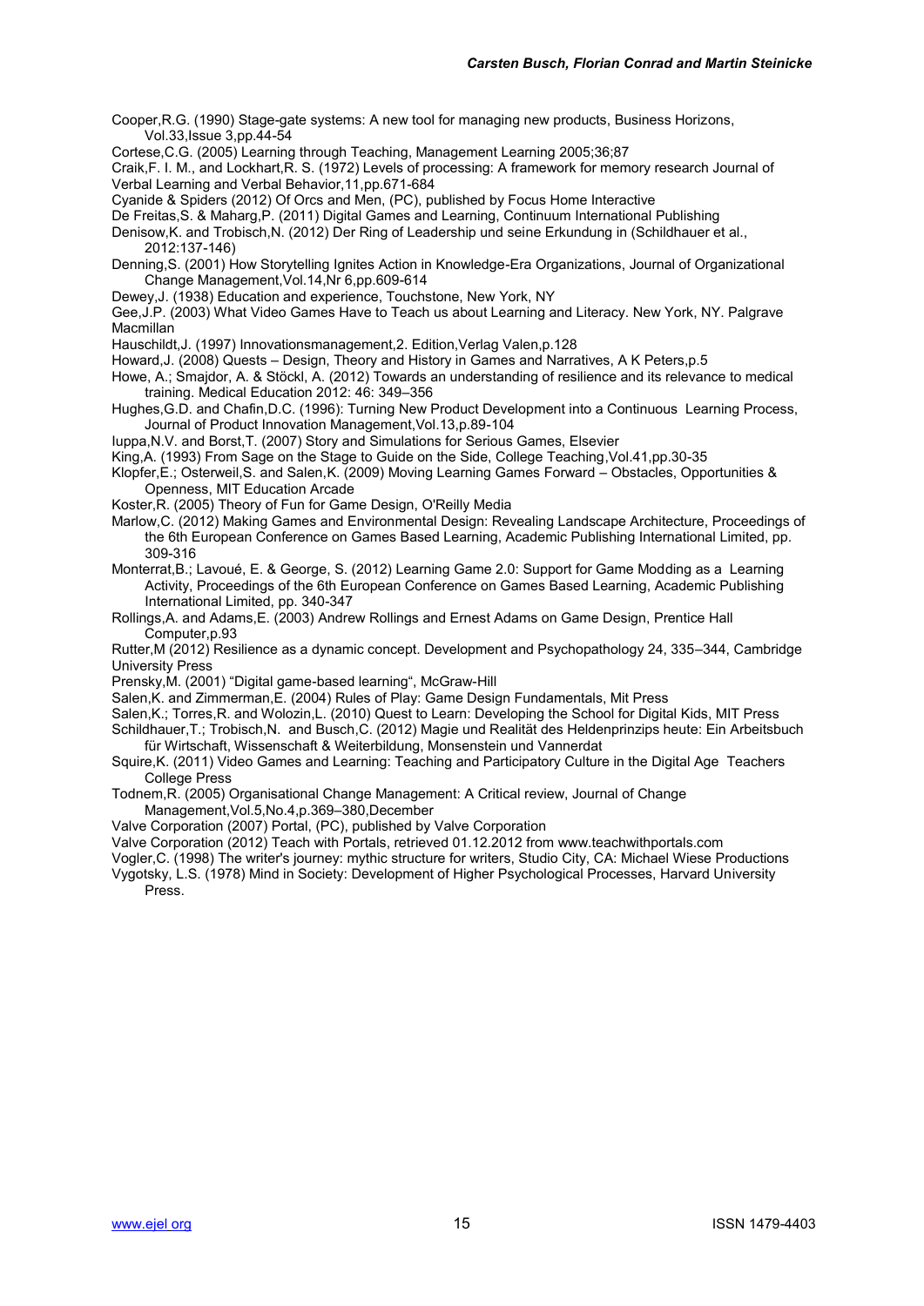Cooper,R.G. (1990) Stage-gate systems: A new tool for managing new products, Business Horizons, Vol.33,Issue 3,pp.44-54

Cortese,C.G. (2005) Learning through Teaching, Management Learning 2005;36;87

Craik,F. I. M., and Lockhart,R. S. (1972) Levels of processing: A framework for memory research Journal of Verbal Learning and Verbal Behavior,11,pp.671-684

Cyanide & Spiders (2012) Of Orcs and Men, (PC), published by Focus Home Interactive

De Freitas,S. & Maharg,P. (2011) Digital Games and Learning, Continuum International Publishing

Denisow,K. and Trobisch,N. (2012) Der Ring of Leadership und seine Erkundung in (Schildhauer et al., 2012:137-146)

Denning,S. (2001) How Storytelling Ignites Action in Knowledge-Era Organizations, Journal of Organizational Change Management,Vol.14,Nr 6,pp.609-614

Dewey,J. (1938) Education and experience, Touchstone, New York, NY

Gee,J.P. (2003) What Video Games Have to Teach us about Learning and Literacy. New York, NY. Palgrave Macmillan

Hauschildt,J. (1997) Innovationsmanagement,2. Edition,Verlag Valen,p.128

Howard,J. (2008) Quests – Design, Theory and History in Games and Narratives, A K Peters,p.5

Howe, A.; Smajdor, A. & Stöckl, A. (2012) Towards an understanding of resilience and its relevance to medical training. Medical Education 2012: 46: 349–356

Hughes,G.D. and Chafin,D.C. (1996): Turning New Product Development into a Continuous Learning Process, Journal of Product Innovation Management,Vol.13,p.89-104

Iuppa,N.V. and Borst,T. (2007) Story and Simulations for Serious Games, Elsevier

King,A. (1993) From Sage on the Stage to Guide on the Side, College Teaching,Vol.41,pp.30-35

Klopfer,E.; Osterweil,S. and Salen,K. (2009) Moving Learning Games Forward – Obstacles, Opportunities & Openness, MIT Education Arcade

Koster,R. (2005) Theory of Fun for Game Design, O'Reilly Media

Marlow,C. (2012) Making Games and Environmental Design: Revealing Landscape Architecture, Proceedings of the 6th European Conference on Games Based Learning, Academic Publishing International Limited, pp. 309-316

Monterrat,B.; Lavoué, E. & George, S. (2012) Learning Game 2.0: Support for Game Modding as a Learning Activity, Proceedings of the 6th European Conference on Games Based Learning, Academic Publishing International Limited, pp. 340-347

Rollings,A. and Adams,E. (2003) Andrew Rollings and Ernest Adams on Game Design, Prentice Hall Computer,p.93

Rutter,M (2012) Resilience as a dynamic concept. Development and Psychopathology 24, 335–344, Cambridge University Press

Prensky,M. (2001) "Digital game-based learning", McGraw-Hill

Salen,K. and Zimmerman,E. (2004) Rules of Play: Game Design Fundamentals, Mit Press

Salen,K.; Torres,R. and Wolozin,L. (2010) Quest to Learn: Developing the School for Digital Kids, MIT Press

Schildhauer,T.; Trobisch,N. and Busch,C. (2012) Magie und Realität des Heldenprinzips heute: Ein Arbeitsbuch für Wirtschaft, Wissenschaft & Weiterbildung, Monsenstein und Vannerdat

Squire,K. (2011) Video Games and Learning: Teaching and Participatory Culture in the Digital Age Teachers College Press

Todnem,R. (2005) Organisational Change Management: A Critical review, Journal of Change Management,Vol.5,No.4,p.369–380,December

Valve Corporation (2007) Portal, (PC), published by Valve Corporation

Valve Corporation (2012) Teach with Portals, retrieved 01.12.2012 from www.teachwithportals.com

Vogler,C. (1998) The writer's journey: mythic structure for writers, Studio City, CA: Michael Wiese Productions

Vygotsky, L.S. (1978) Mind in Society: Development of Higher Psychological Processes, Harvard University Press.